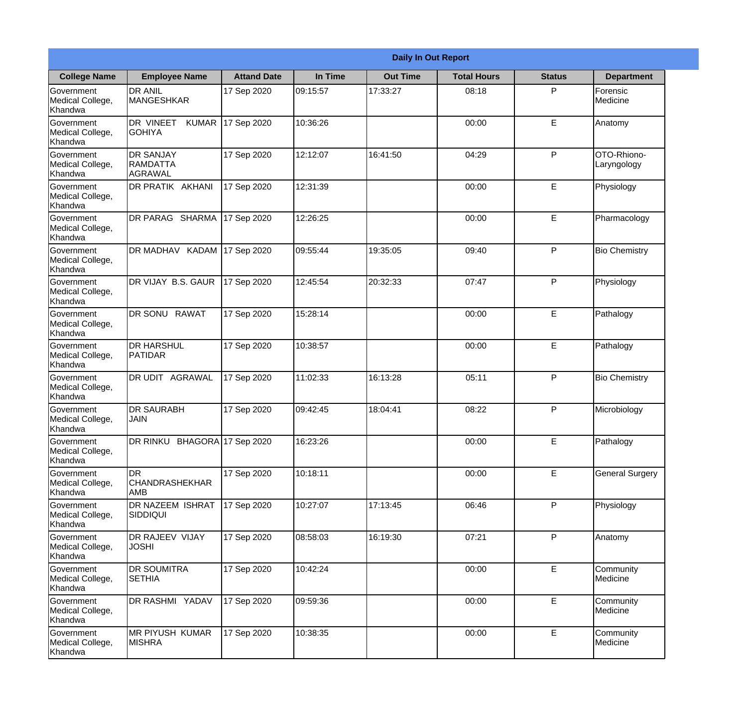**Daily In Out Report**

| College Name | Employee Name | Attand Date | In Time | Out Time | Total Hours | Status | Department |
|---|---|---|---|---|---|---|---|
| Government Medical College, Khandwa | DR ANIL MANGESHKAR | 17 Sep 2020 | 09:15:57 | 17:33:27 | 08:18 | P | Forensic Medicine |
| Government Medical College, Khandwa | DR VINEET KUMAR GOHIYA | 17 Sep 2020 | 10:36:26 | | 00:00 | E | Anatomy |
| Government Medical College, Khandwa | DR SANJAY RAMDATTA AGRAWAL | 17 Sep 2020 | 12:12:07 | 16:41:50 | 04:29 | P | OTO-Rhiono-Laryngology |
| Government Medical College, Khandwa | DR PRATIK AKHANI | 17 Sep 2020 | 12:31:39 | | 00:00 | E | Physiology |
| Government Medical College, Khandwa | DR PARAG SHARMA | 17 Sep 2020 | 12:26:25 | | 00:00 | E | Pharmacology |
| Government Medical College, Khandwa | DR MADHAV KADAM | 17 Sep 2020 | 09:55:44 | 19:35:05 | 09:40 | P | Bio Chemistry |
| Government Medical College, Khandwa | DR VIJAY B.S. GAUR | 17 Sep 2020 | 12:45:54 | 20:32:33 | 07:47 | P | Physiology |
| Government Medical College, Khandwa | DR SONU RAWAT | 17 Sep 2020 | 15:28:14 | | 00:00 | E | Pathalogy |
| Government Medical College, Khandwa | DR HARSHUL PATIDAR | 17 Sep 2020 | 10:38:57 | | 00:00 | E | Pathalogy |
| Government Medical College, Khandwa | DR UDIT AGRAWAL | 17 Sep 2020 | 11:02:33 | 16:13:28 | 05:11 | P | Bio Chemistry |
| Government Medical College, Khandwa | DR SAURABH JAIN | 17 Sep 2020 | 09:42:45 | 18:04:41 | 08:22 | P | Microbiology |
| Government Medical College, Khandwa | DR RINKU BHAGORA | 17 Sep 2020 | 16:23:26 | | 00:00 | E | Pathalogy |
| Government Medical College, Khandwa | DR CHANDRASHEKHAR AMB | 17 Sep 2020 | 10:18:11 | | 00:00 | E | General Surgery |
| Government Medical College, Khandwa | DR NAZEEM ISHRAT SIDDIQUI | 17 Sep 2020 | 10:27:07 | 17:13:45 | 06:46 | P | Physiology |
| Government Medical College, Khandwa | DR RAJEEV VIJAY JOSHI | 17 Sep 2020 | 08:58:03 | 16:19:30 | 07:21 | P | Anatomy |
| Government Medical College, Khandwa | DR SOUMITRA SETHIA | 17 Sep 2020 | 10:42:24 | | 00:00 | E | Community Medicine |
| Government Medical College, Khandwa | DR RASHMI YADAV | 17 Sep 2020 | 09:59:36 | | 00:00 | E | Community Medicine |
| Government Medical College, Khandwa | MR PIYUSH KUMAR MISHRA | 17 Sep 2020 | 10:38:35 | | 00:00 | E | Community Medicine |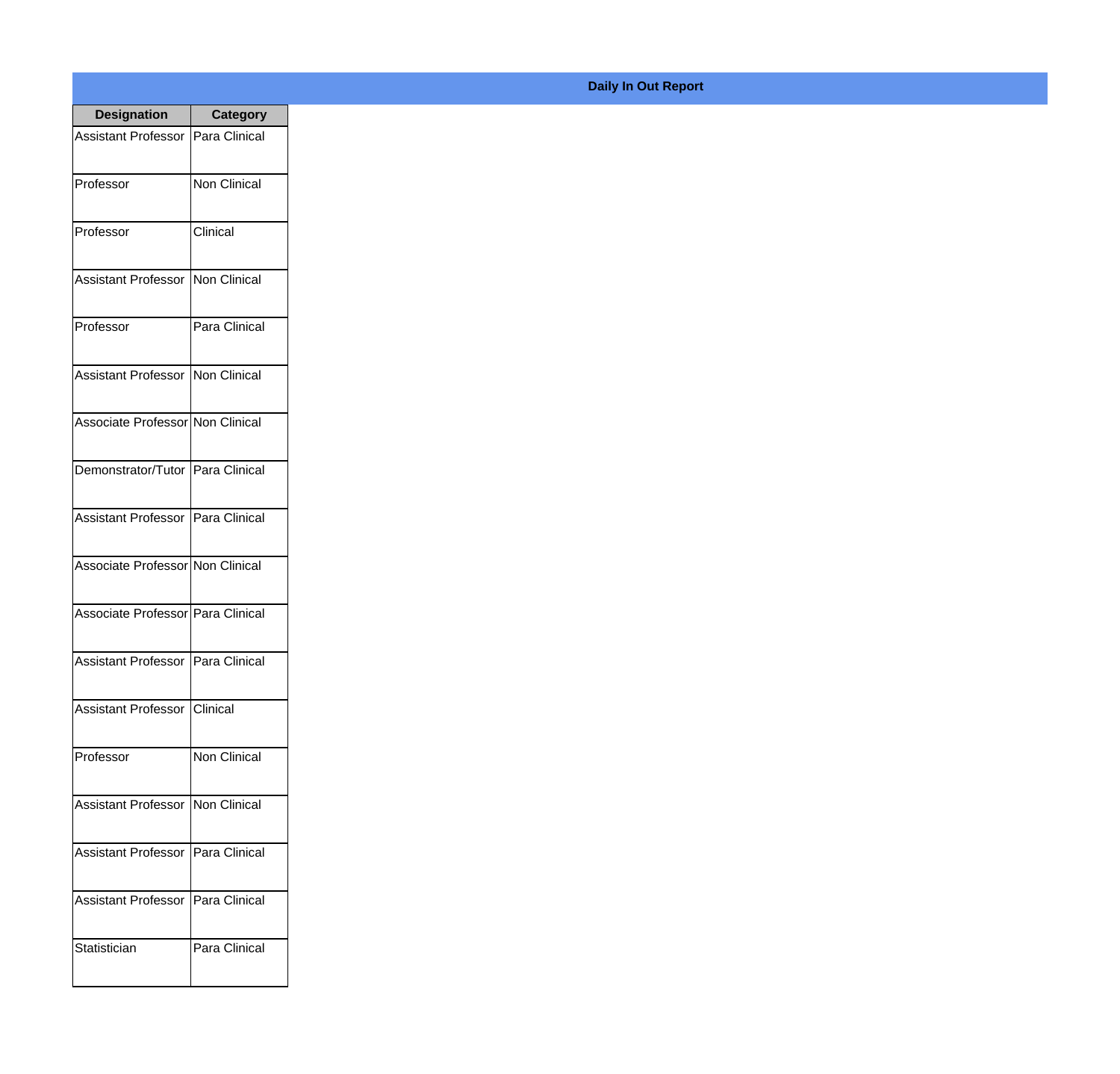## Daily In Out Report

| Designation | Category |
|---|---|
| Assistant Professor | Para Clinical |
| Professor | Non Clinical |
| Professor | Clinical |
| Assistant Professor | Non Clinical |
| Professor | Para Clinical |
| Assistant Professor | Non Clinical |
| Associate Professor | Non Clinical |
| Demonstrator/Tutor | Para Clinical |
| Assistant Professor | Para Clinical |
| Associate Professor | Non Clinical |
| Associate Professor | Para Clinical |
| Assistant Professor | Para Clinical |
| Assistant Professor | Clinical |
| Professor | Non Clinical |
| Assistant Professor | Non Clinical |
| Assistant Professor | Para Clinical |
| Assistant Professor | Para Clinical |
| Statistician | Para Clinical |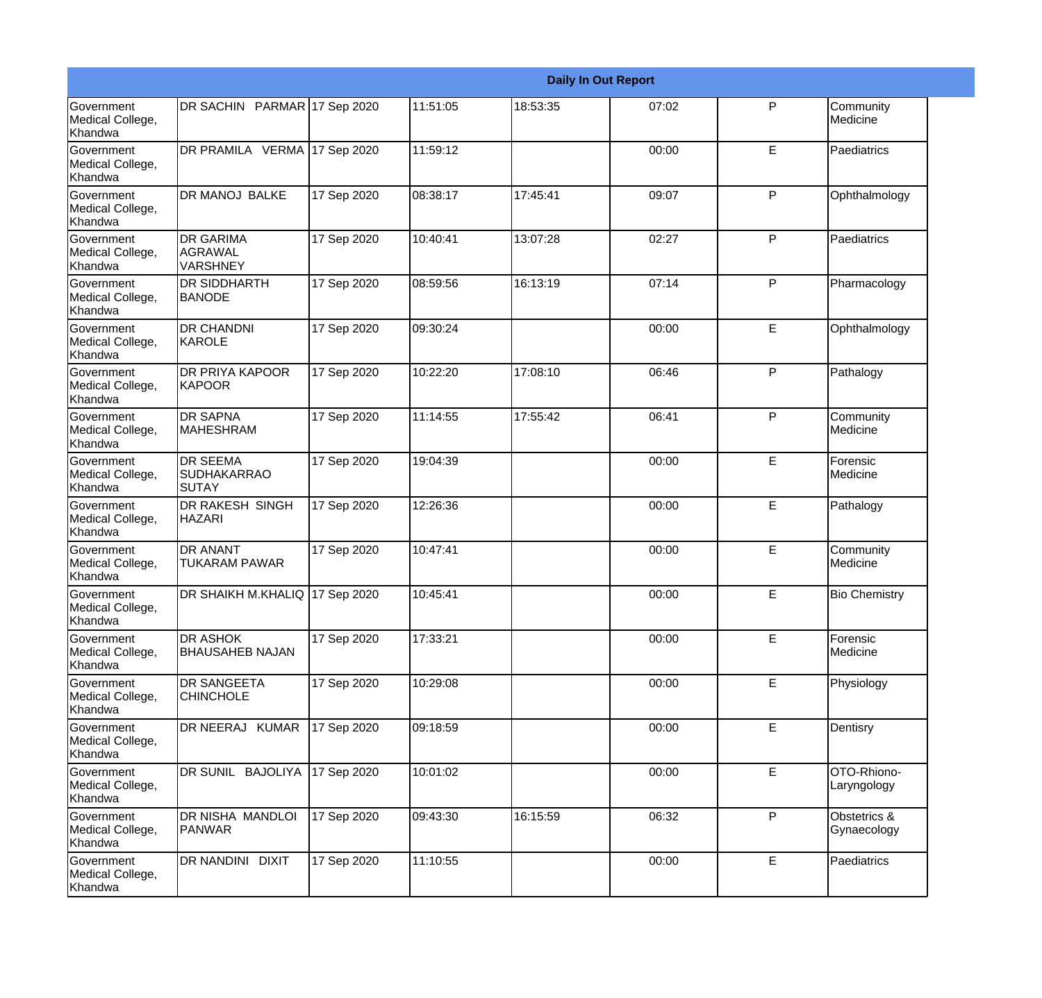| Daily In Out Report | | | | | | | |
|---|---|---|---|---|---|---|---|
| Government Medical College, Khandwa | DR SACHIN PARMAR | 17 Sep 2020 | 11:51:05 | 18:53:35 | 07:02 | P | Community Medicine |
| Government Medical College, Khandwa | DR PRAMILA VERMA | 17 Sep 2020 | 11:59:12 | | 00:00 | E | Paediatrics |
| Government Medical College, Khandwa | DR MANOJ BALKE | 17 Sep 2020 | 08:38:17 | 17:45:41 | 09:07 | P | Ophthalmology |
| Government Medical College, Khandwa | DR GARIMA AGRAWAL VARSHNEY | 17 Sep 2020 | 10:40:41 | 13:07:28 | 02:27 | P | Paediatrics |
| Government Medical College, Khandwa | DR SIDDHARTH BANODE | 17 Sep 2020 | 08:59:56 | 16:13:19 | 07:14 | P | Pharmacology |
| Government Medical College, Khandwa | DR CHANDNI KAROLE | 17 Sep 2020 | 09:30:24 | | 00:00 | E | Ophthalmology |
| Government Medical College, Khandwa | DR PRIYA KAPOOR KAPOOR | 17 Sep 2020 | 10:22:20 | 17:08:10 | 06:46 | P | Pathalogy |
| Government Medical College, Khandwa | DR SAPNA MAHESHRAM | 17 Sep 2020 | 11:14:55 | 17:55:42 | 06:41 | P | Community Medicine |
| Government Medical College, Khandwa | DR SEEMA SUDHAKARRAO SUTAY | 17 Sep 2020 | 19:04:39 | | 00:00 | E | Forensic Medicine |
| Government Medical College, Khandwa | DR RAKESH SINGH HAZARI | 17 Sep 2020 | 12:26:36 | | 00:00 | E | Pathalogy |
| Government Medical College, Khandwa | DR ANANT TUKARAM PAWAR | 17 Sep 2020 | 10:47:41 | | 00:00 | E | Community Medicine |
| Government Medical College, Khandwa | DR SHAIKH M.KHALIQ | 17 Sep 2020 | 10:45:41 | | 00:00 | E | Bio Chemistry |
| Government Medical College, Khandwa | DR ASHOK BHAUSAHEB NAJAN | 17 Sep 2020 | 17:33:21 | | 00:00 | E | Forensic Medicine |
| Government Medical College, Khandwa | DR SANGEETA CHINCHOLE | 17 Sep 2020 | 10:29:08 | | 00:00 | E | Physiology |
| Government Medical College, Khandwa | DR NEERAJ KUMAR | 17 Sep 2020 | 09:18:59 | | 00:00 | E | Dentisry |
| Government Medical College, Khandwa | DR SUNIL BAJOLIYA | 17 Sep 2020 | 10:01:02 | | 00:00 | E | OTO-Rhiono-Laryngology |
| Government Medical College, Khandwa | DR NISHA MANDLOI PANWAR | 17 Sep 2020 | 09:43:30 | 16:15:59 | 06:32 | P | Obstetrics & Gynaecology |
| Government Medical College, Khandwa | DR NANDINI DIXIT | 17 Sep 2020 | 11:10:55 | | 00:00 | E | Paediatrics |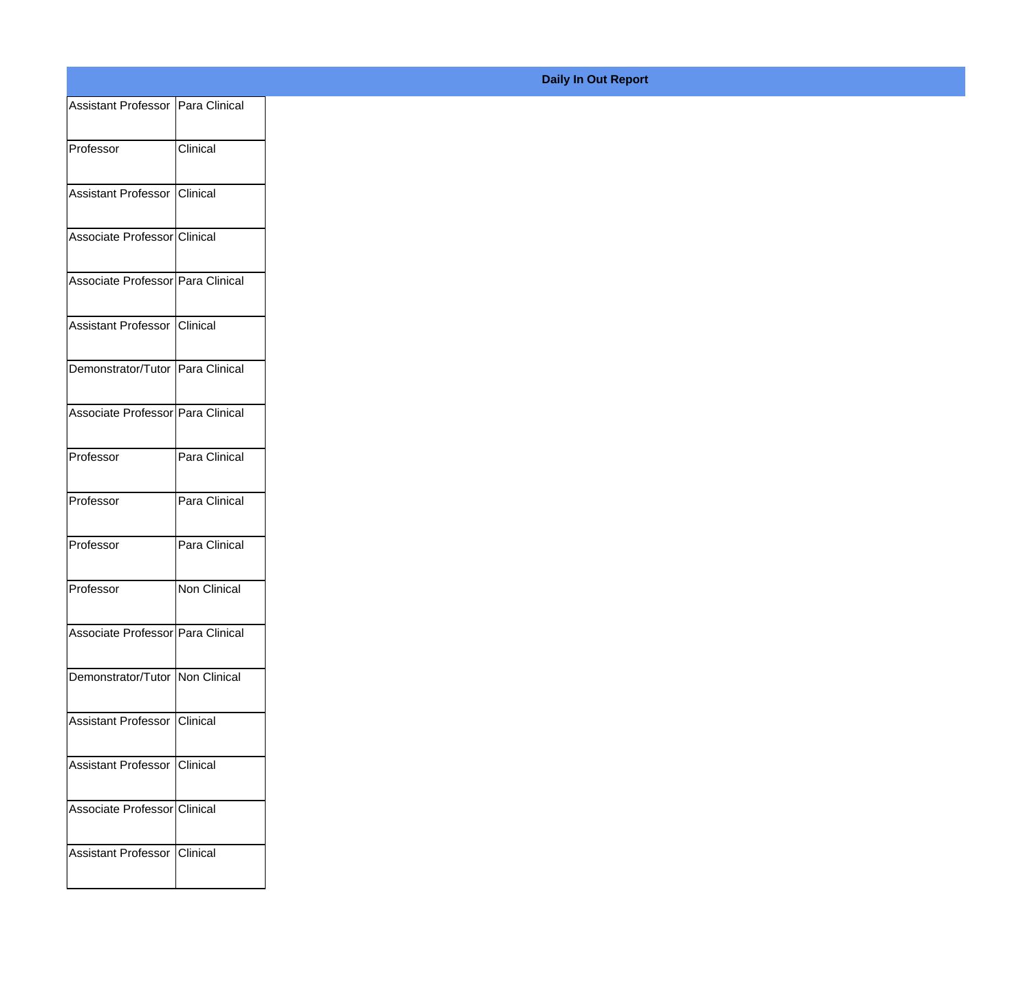**Daily In Out Report**

| | |
|---|---|
| Assistant Professor | Para Clinical |
| Professor | Clinical |
| Assistant Professor | Clinical |
| Associate Professor | Clinical |
| Associate Professor | Para Clinical |
| Assistant Professor | Clinical |
| Demonstrator/Tutor | Para Clinical |
| Associate Professor | Para Clinical |
| Professor | Para Clinical |
| Professor | Para Clinical |
| Professor | Para Clinical |
| Professor | Non Clinical |
| Associate Professor | Para Clinical |
| Demonstrator/Tutor | Non Clinical |
| Assistant Professor | Clinical |
| Assistant Professor | Clinical |
| Associate Professor | Clinical |
| Assistant Professor | Clinical |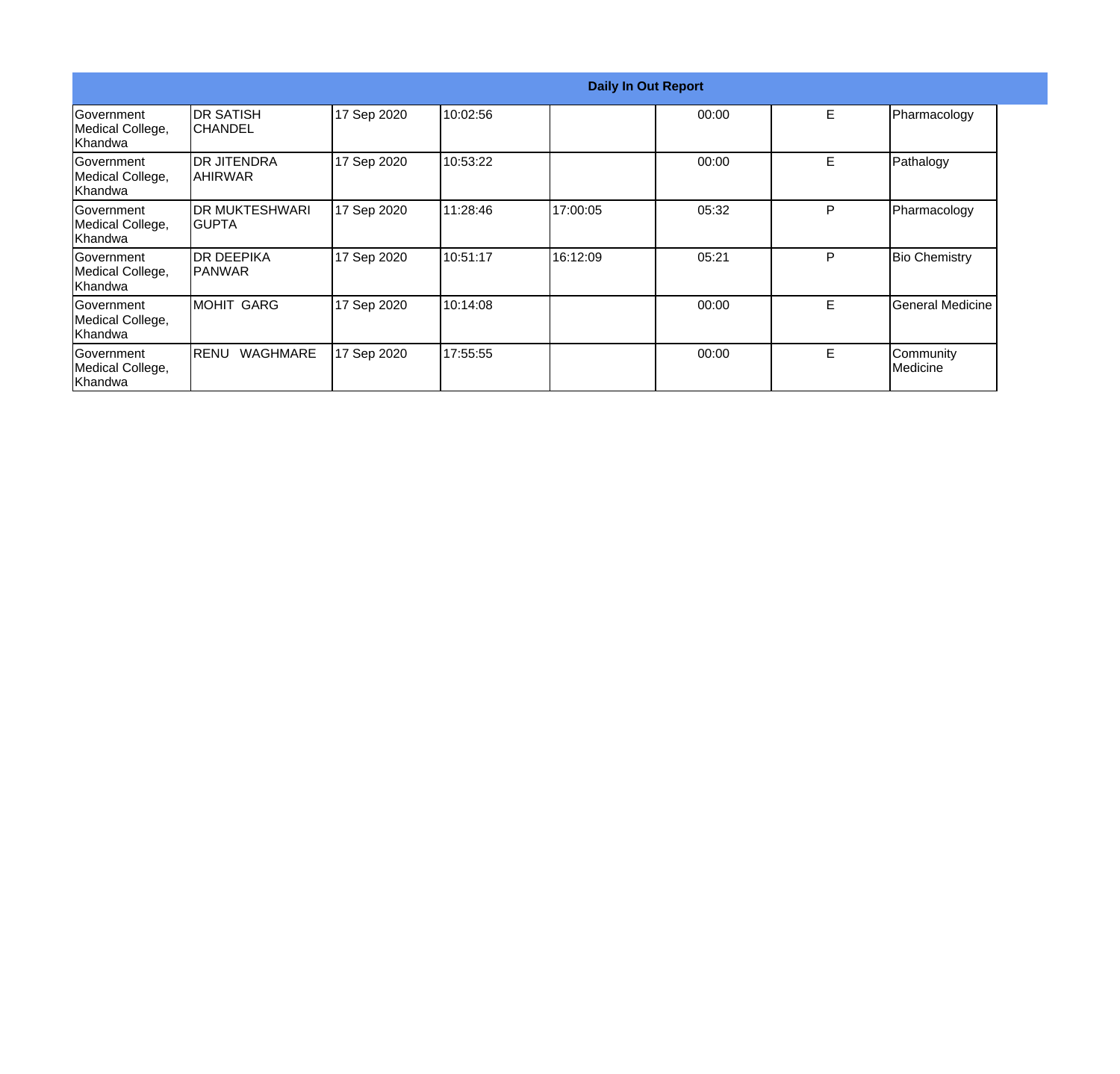| Daily In Out Report | | | | | | | |
|---|---|---|---|---|---|---|---|
| Government Medical College, Khandwa | DR SATISH CHANDEL | 17 Sep 2020 | 10:02:56 | | 00:00 | E | Pharmacology |
| Government Medical College, Khandwa | DR JITENDRA AHIRWAR | 17 Sep 2020 | 10:53:22 | | 00:00 | E | Pathalogy |
| Government Medical College, Khandwa | DR MUKTESHWARI GUPTA | 17 Sep 2020 | 11:28:46 | 17:00:05 | 05:32 | P | Pharmacology |
| Government Medical College, Khandwa | DR DEEPIKA PANWAR | 17 Sep 2020 | 10:51:17 | 16:12:09 | 05:21 | P | Bio Chemistry |
| Government Medical College, Khandwa | MOHIT GARG | 17 Sep 2020 | 10:14:08 | | 00:00 | E | General Medicine |
| Government Medical College, Khandwa | RENU WAGHMARE | 17 Sep 2020 | 17:55:55 | | 00:00 | E | Community Medicine |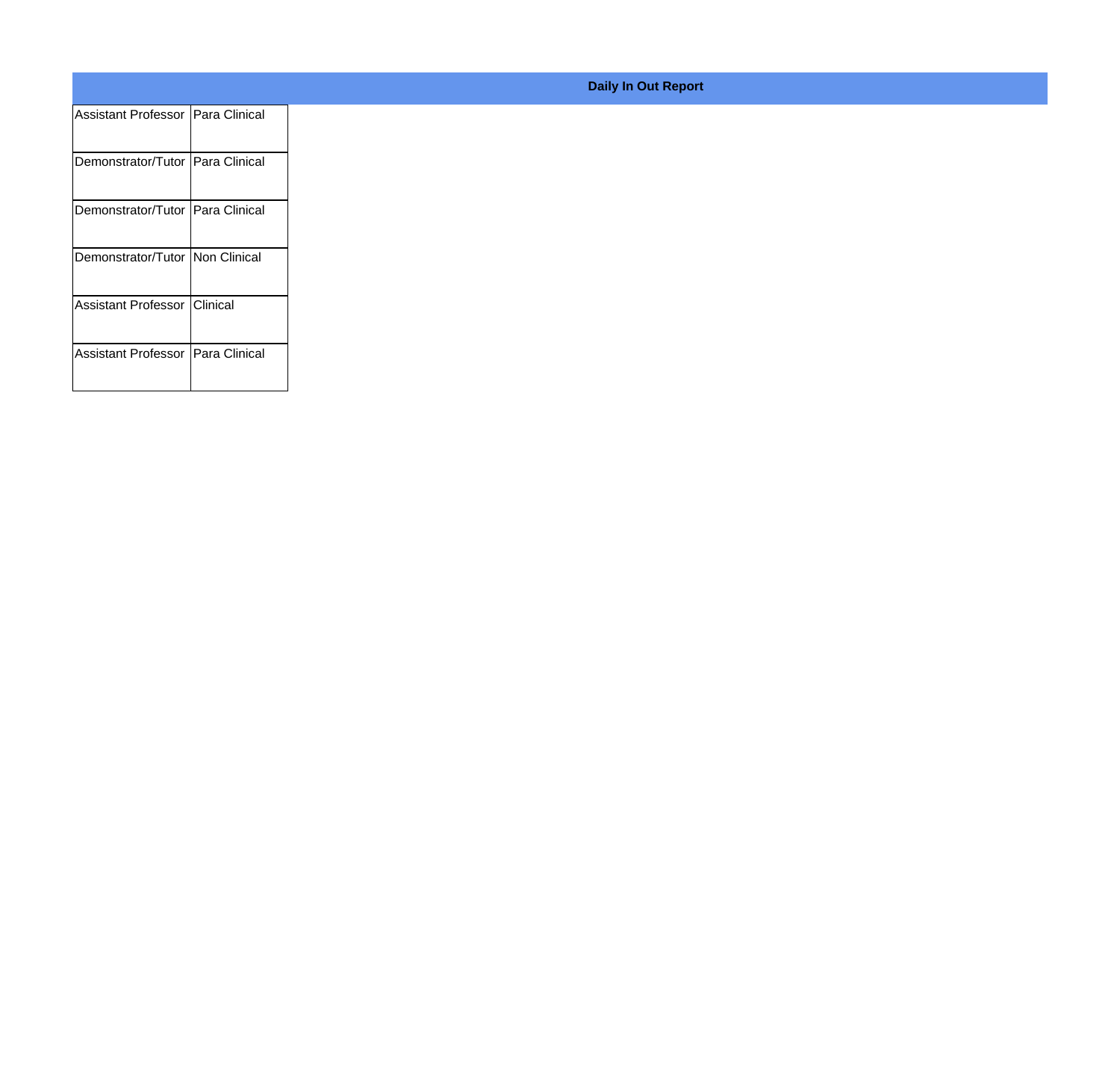**Daily In Out Report**

| | |
|---|---|
| Assistant Professor | Para Clinical |
| Demonstrator/Tutor | Para Clinical |
| Demonstrator/Tutor | Para Clinical |
| Demonstrator/Tutor | Non Clinical |
| Assistant Professor | Clinical |
| Assistant Professor | Para Clinical |